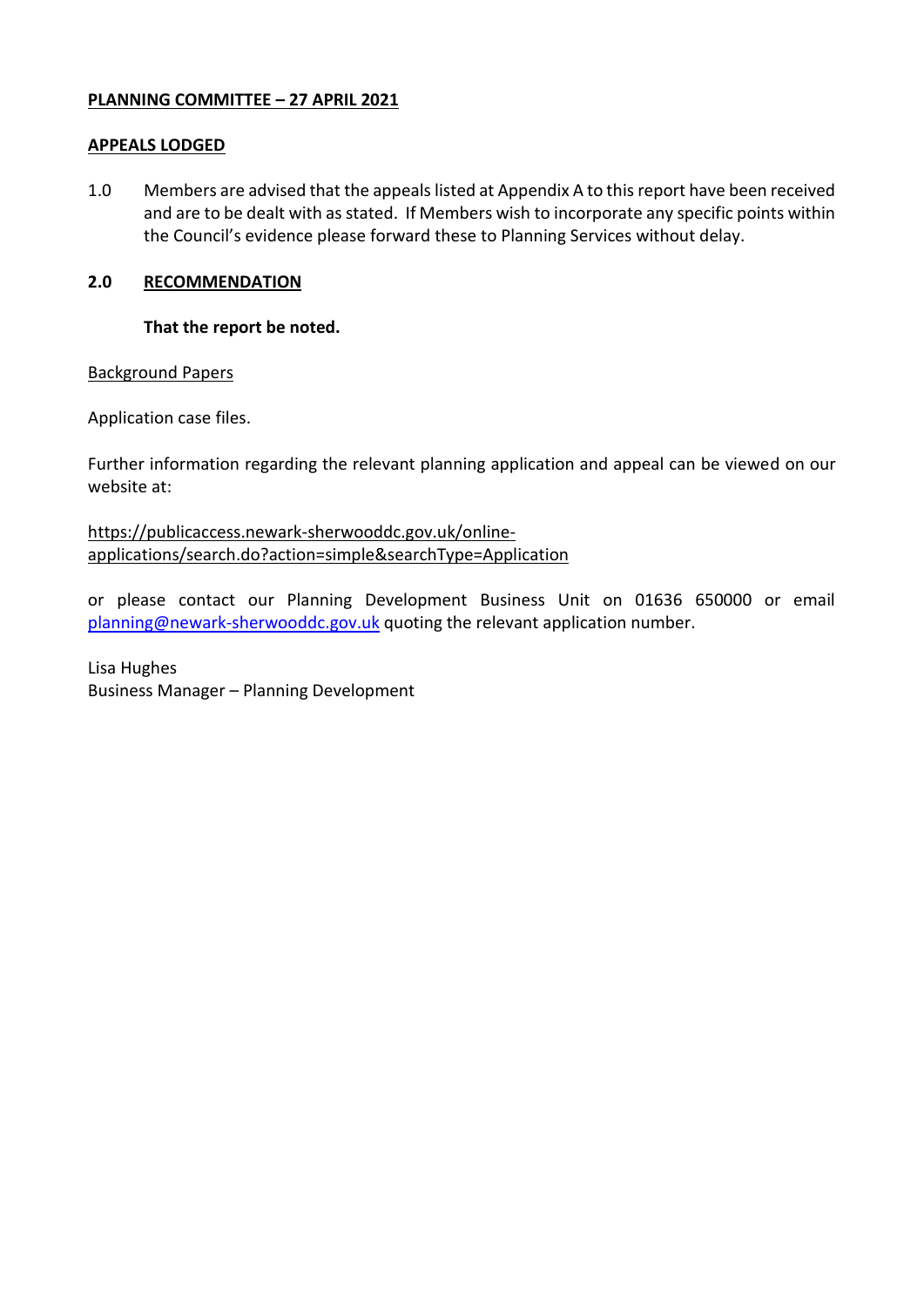**PLANNING COMMITTEE – 27 APRIL 2021**

**APPEALS LODGED**

1.0 Members are advised that the appeals listed at Appendix A to this report have been received and are to be dealt with as stated. If Members wish to incorporate any specific points within the Council's evidence please forward these to Planning Services without delay.

**2.0 RECOMMENDATION**

**That the report be noted.**

Background Papers

Application case files.

Further information regarding the relevant planning application and appeal can be viewed on our website at:

https://publicaccess.newark-sherwooddc.gov.uk/online-applications/search.do?action=simple&searchType=Application

or please contact our Planning Development Business Unit on 01636 650000 or email planning@newark-sherwooddc.gov.uk quoting the relevant application number.

Lisa Hughes
Business Manager – Planning Development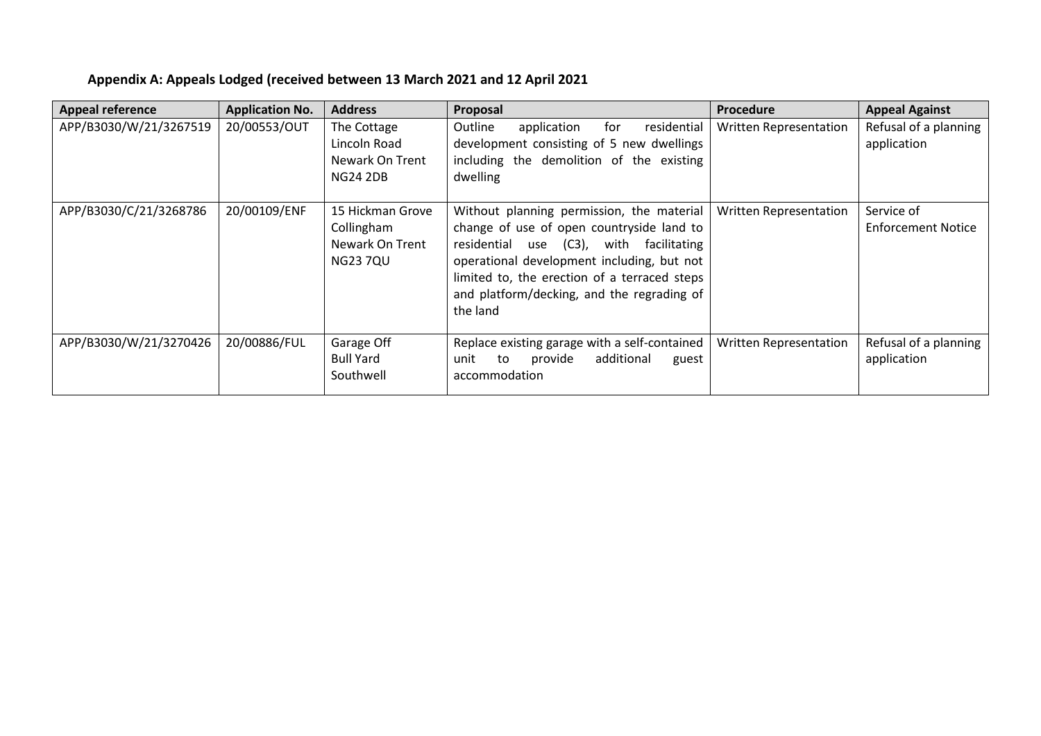## Appendix A: Appeals Lodged (received between 13 March 2021 and 12 April 2021

| Appeal reference | Application No. | Address | Proposal | Procedure | Appeal Against |
|---|---|---|---|---|---|
| APP/B3030/W/21/3267519 | 20/00553/OUT | The Cottage<br>Lincoln Road<br>Newark On Trent<br>NG24 2DB | Outline application for residential development consisting of 5 new dwellings including the demolition of the existing dwelling | Written Representation | Refusal of a planning application |
| APP/B3030/C/21/3268786 | 20/00109/ENF | 15 Hickman Grove<br>Collingham<br>Newark On Trent<br>NG23 7QU | Without planning permission, the material change of use of open countryside land to residential use (C3), with facilitating operational development including, but not limited to, the erection of a terraced steps and platform/decking, and the regrading of the land | Written Representation | Service of Enforcement Notice |
| APP/B3030/W/21/3270426 | 20/00886/FUL | Garage Off<br>Bull Yard<br>Southwell | Replace existing garage with a self-contained unit to provide additional guest accommodation | Written Representation | Refusal of a planning application |